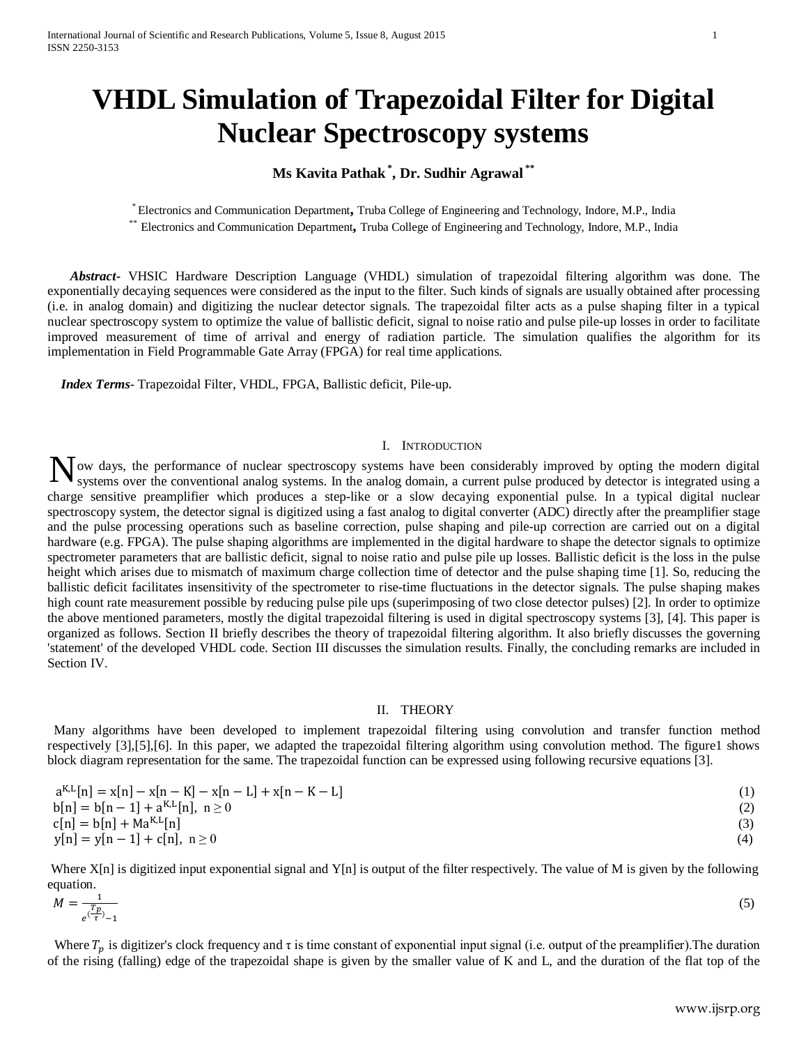# VHDL Simulation of Trapezoidal Filter for Digital Nuclear Spectroscopy systems

**Ms Kavita Pathak [*], Dr. Sudhir Agrawal [**]**

[*] Electronics and Communication Department, Truba College of Engineering and Technology, Indore, M.P., India
[**] Electronics and Communication Department, Truba College of Engineering and Technology, Indore, M.P., India

***Abstract-*** VHSIC Hardware Description Language (VHDL) simulation of trapezoidal filtering algorithm was done. The exponentially decaying sequences were considered as the input to the filter. Such kinds of signals are usually obtained after processing (i.e. in analog domain) and digitizing the nuclear detector signals. The trapezoidal filter acts as a pulse shaping filter in a typical nuclear spectroscopy system to optimize the value of ballistic deficit, signal to noise ratio and pulse pile-up losses in order to facilitate improved measurement of time of arrival and energy of radiation particle. The simulation qualifies the algorithm for its implementation in Field Programmable Gate Array (FPGA) for real time applications.

***Index Terms***- Trapezoidal Filter, VHDL, FPGA, Ballistic deficit, Pile-up.

## I. Introduction

Now days, the performance of nuclear spectroscopy systems have been considerably improved by opting the modern digital systems over the conventional analog systems. In the analog domain, a current pulse produced by detector is integrated using a charge sensitive preamplifier which produces a step-like or a slow decaying exponential pulse. In a typical digital nuclear spectroscopy system, the detector signal is digitized using a fast analog to digital converter (ADC) directly after the preamplifier stage and the pulse processing operations such as baseline correction, pulse shaping and pile-up correction are carried out on a digital hardware (e.g. FPGA). The pulse shaping algorithms are implemented in the digital hardware to shape the detector signals to optimize spectrometer parameters that are ballistic deficit, signal to noise ratio and pulse pile up losses. Ballistic deficit is the loss in the pulse height which arises due to mismatch of maximum charge collection time of detector and the pulse shaping time [1]. So, reducing the ballistic deficit facilitates insensitivity of the spectrometer to rise-time fluctuations in the detector signals. The pulse shaping makes high count rate measurement possible by reducing pulse pile ups (superimposing of two close detector pulses) [2]. In order to optimize the above mentioned parameters, mostly the digital trapezoidal filtering is used in digital spectroscopy systems [3], [4]. This paper is organized as follows. Section II briefly describes the theory of trapezoidal filtering algorithm. It also briefly discusses the governing 'statement' of the developed VHDL code. Section III discusses the simulation results. Finally, the concluding remarks are included in Section IV.

## II. THEORY

Many algorithms have been developed to implement trapezoidal filtering using convolution and transfer function method respectively [3],[5],[6]. In this paper, we adapted the trapezoidal filtering algorithm using convolution method. The figure1 shows block diagram representation for the same. The trapezoidal function can be expressed using following recursive equations [3].

$$a^{K,L}[n] = x[n] - x[n-K] - x[n-L] + x[n-K-L] \tag{1}$$

$$b[n] = b[n-1] + a^{K,L}[n], \; n \geq 0 \tag{2}$$

$$c[n] = b[n] + Ma^{K,L}[n] \tag{3}$$

$$y[n] = y[n-1] + c[n], \; n \geq 0 \tag{4}$$

Where X[n] is digitized input exponential signal and Y[n] is output of the filter respectively. The value of M is given by the following equation.

$$M = \frac{1}{e^{\left(\frac{T_p}{\tau}\right)} - 1} \tag{5}$$

Where $T_p$ is digitizer's clock frequency and $\tau$ is time constant of exponential input signal (i.e. output of the preamplifier).The duration of the rising (falling) edge of the trapezoidal shape is given by the smaller value of K and L, and the duration of the flat top of the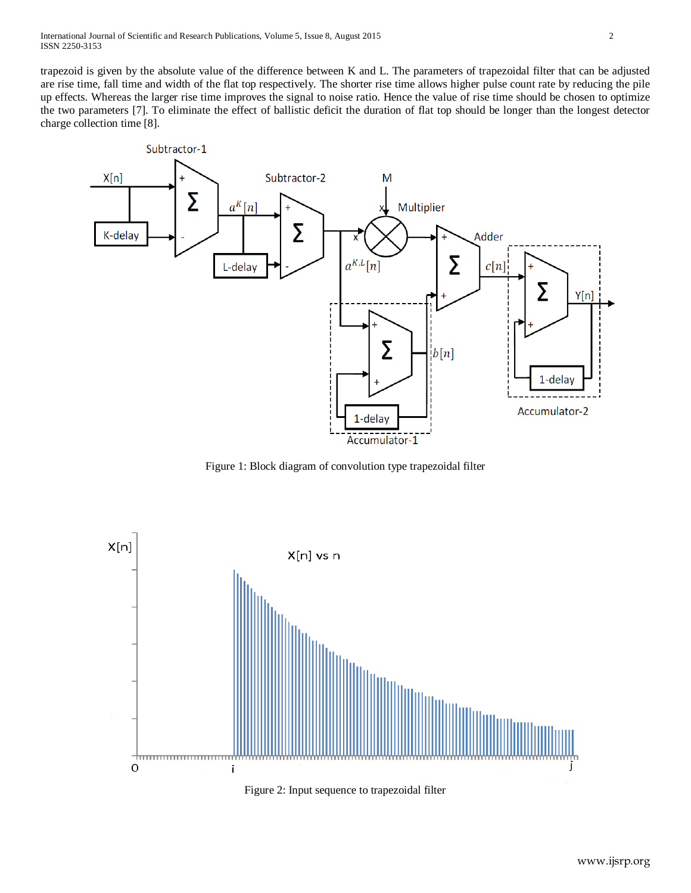trapezoid is given by the absolute value of the difference between K and L. The parameters of trapezoidal filter that can be adjusted are rise time, fall time and width of the flat top respectively. The shorter rise time allows higher pulse count rate by reducing the pile up effects. Whereas the larger rise time improves the signal to noise ratio. Hence the value of rise time should be chosen to optimize the two parameters [7]. To eliminate the effect of ballistic deficit the duration of flat top should be longer than the longest detector charge collection time [8].

Figure 1: Block diagram of convolution type trapezoidal filter

Figure 2: Input sequence to trapezoidal filter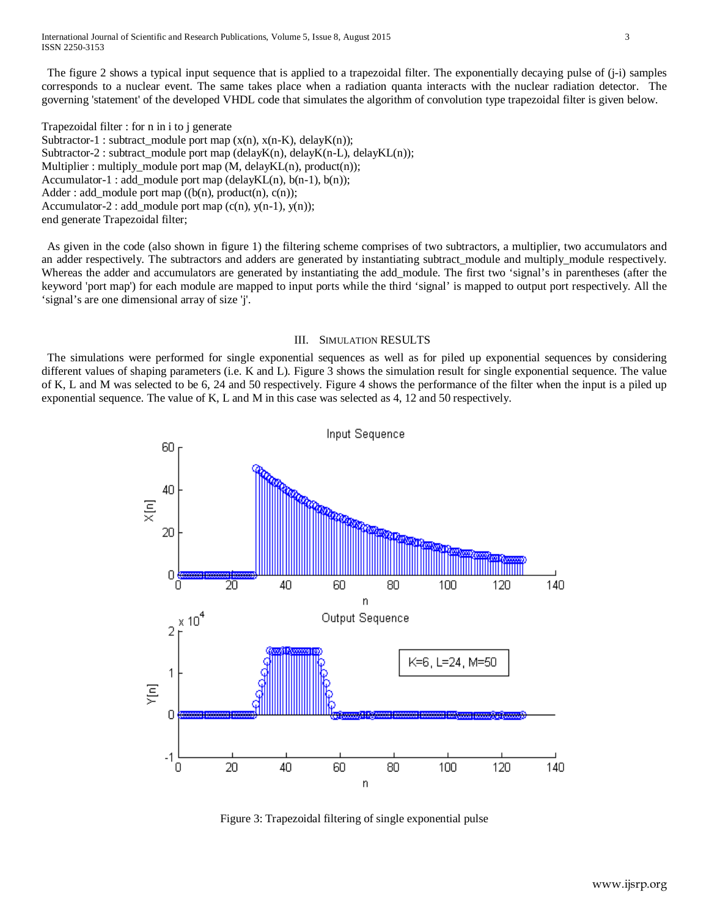The figure 2 shows a typical input sequence that is applied to a trapezoidal filter. The exponentially decaying pulse of (j-i) samples corresponds to a nuclear event. The same takes place when a radiation quanta interacts with the nuclear radiation detector. The governing 'statement' of the developed VHDL code that simulates the algorithm of convolution type trapezoidal filter is given below.

```
Trapezoidal filter : for n in i to j generate
Subtractor-1 : subtract_module port map (x(n), x(n-K), delayK(n));
Subtractor-2 : subtract_module port map (delayK(n), delayK(n-L), delayKL(n));
Multiplier : multiply_module port map (M, delayKL(n), product(n));
Accumulator-1 : add_module port map (delayKL(n), b(n-1), b(n));
Adder : add_module port map ((b(n), product(n), c(n));
Accumulator-2 : add_module port map (c(n), y(n-1), y(n));
end generate Trapezoidal filter;
```

As given in the code (also shown in figure 1) the filtering scheme comprises of two subtractors, a multiplier, two accumulators and an adder respectively. The subtractors and adders are generated by instantiating subtract_module and multiply_module respectively. Whereas the adder and accumulators are generated by instantiating the add_module. The first two 'signal's in parentheses (after the keyword 'port map') for each module are mapped to input ports while the third 'signal' is mapped to output port respectively. All the 'signal's are one dimensional array of size 'j'.

## III. Simulation Results

The simulations were performed for single exponential sequences as well as for piled up exponential sequences by considering different values of shaping parameters (i.e. K and L). Figure 3 shows the simulation result for single exponential sequence. The value of K, L and M was selected to be 6, 24 and 50 respectively. Figure 4 shows the performance of the filter when the input is a piled up exponential sequence. The value of K, L and M in this case was selected as 4, 12 and 50 respectively.

Figure 3: Trapezoidal filtering of single exponential pulse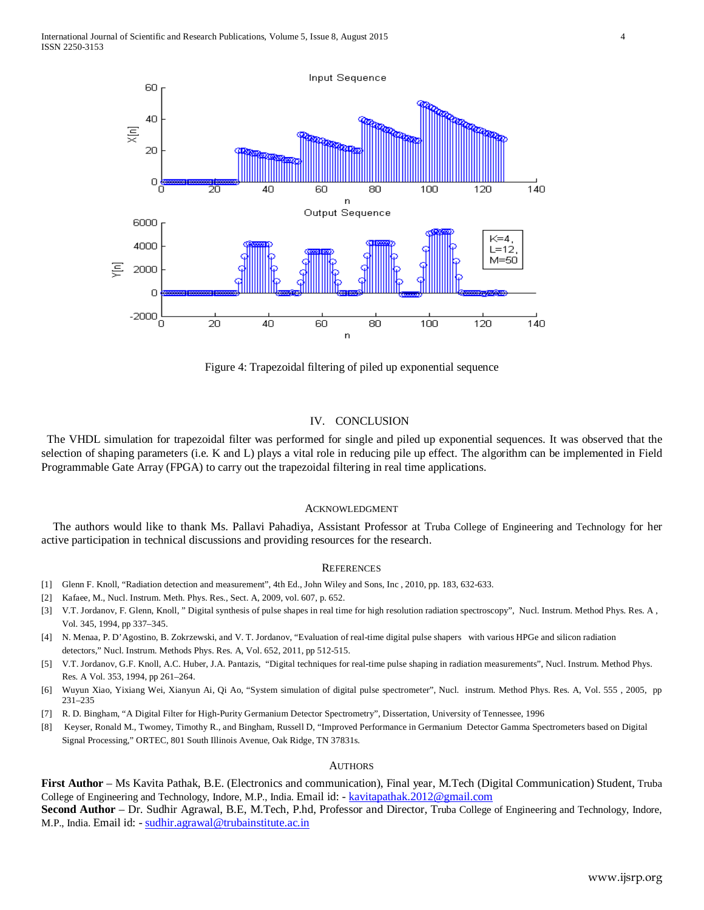Input Sequence

60
40
20
0

X[n]

0 20 40 60 80 100 120 140

n

Output Sequence

6000
4000
2000
0
-2000

Y[n]

0 20 40 60 80 100 120 140

n

K=4,
L=12,
M=50

Figure 4: Trapezoidal filtering of piled up exponential sequence

## IV. CONCLUSION

The VHDL simulation for trapezoidal filter was performed for single and piled up exponential sequences. It was observed that the selection of shaping parameters (i.e. K and L) plays a vital role in reducing pile up effect. The algorithm can be implemented in Field Programmable Gate Array (FPGA) to carry out the trapezoidal filtering in real time applications.

## ACKNOWLEDGMENT

The authors would like to thank Ms. Pallavi Pahadiya, Assistant Professor at Truba College of Engineering and Technology for her active participation in technical discussions and providing resources for the research.

## REFERENCES

[1] Glenn F. Knoll, "Radiation detection and measurement", 4th Ed., John Wiley and Sons, Inc , 2010, pp. 183, 632-633.

[2] Kafaee, M., Nucl. Instrum. Meth. Phys. Res., Sect. A, 2009, vol. 607, p. 652.

[3] V.T. Jordanov, F. Glenn, Knoll, " Digital synthesis of pulse shapes in real time for high resolution radiation spectroscopy", Nucl. Instrum. Method Phys. Res. A , Vol. 345, 1994, pp 337–345.

[4] N. Menaa, P. D'Agostino, B. Zokrzewski, and V. T. Jordanov, "Evaluation of real-time digital pulse shapers with various HPGe and silicon radiation detectors," Nucl. Instrum. Methods Phys. Res. A, Vol. 652, 2011, pp 512-515.

[5] V.T. Jordanov, G.F. Knoll, A.C. Huber, J.A. Pantazis, "Digital techniques for real-time pulse shaping in radiation measurements", Nucl. Instrum. Method Phys. Res. A Vol. 353, 1994, pp 261–264.

[6] Wuyun Xiao, Yixiang Wei, Xianyun Ai, Qi Ao, "System simulation of digital pulse spectrometer", Nucl. instrum. Method Phys. Res. A, Vol. 555 , 2005, pp 231–235

[7] R. D. Bingham, "A Digital Filter for High-Purity Germanium Detector Spectrometry", Dissertation, University of Tennessee, 1996

[8] Keyser, Ronald M., Twomey, Timothy R., and Bingham, Russell D, "Improved Performance in Germanium Detector Gamma Spectrometers based on Digital Signal Processing," ORTEC, 801 South Illinois Avenue, Oak Ridge, TN 37831s.

## AUTHORS

**First Author** – Ms Kavita Pathak, B.E. (Electronics and communication), Final year, M.Tech (Digital Communication) Student, Truba College of Engineering and Technology, Indore, M.P., India. Email id: - kavitapathak.2012@gmail.com

**Second Author** – Dr. Sudhir Agrawal, B.E, M.Tech, P.hd, Professor and Director, Truba College of Engineering and Technology, Indore, M.P., India. Email id: - sudhir.agrawal@trubainstitute.ac.in